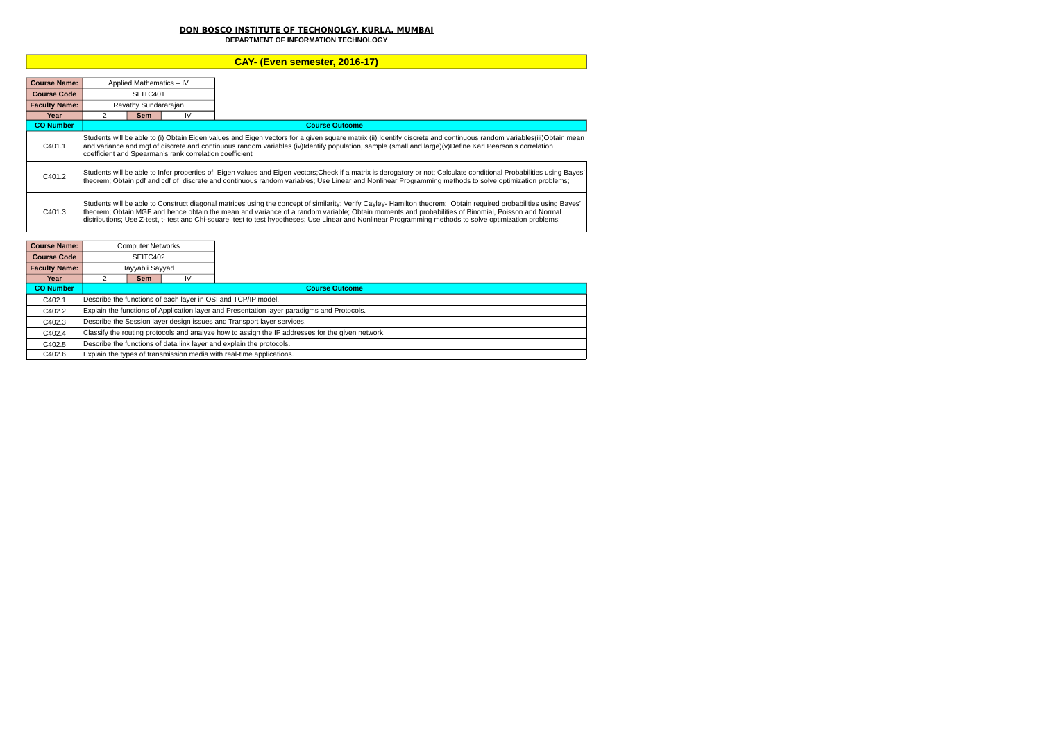# DON BOSCO INSTITUTE OF TECHONOLGY, KURLA, MUMBAI

## DEPARTMENT OF INFORMATION TECHNOLOGY

## CAY- (Even semester, 2016-17)

| **Course Name:** | Applied Mathematics – IV | | |
|---|---|---|---|
| **Course Code** | SEITC401 | | |
| **Faculty Name:** | Revathy Sundararajan | | |
| **Year** | 2 | **Sem** | IV |

| **CO Number** | **Course Outcome** |
|---|---|
| C401.1 | Students will be able to (i) Obtain Eigen values and Eigen vectors for a given square matrix (ii) Identify discrete and continuous random variables(iii)Obtain mean and variance and mgf of discrete and continuous random variables (iv)Identify population, sample (small and large)(v)Define Karl Pearson's correlation coefficient and Spearman's rank correlation coefficient |
| C401.2 | Students will be able to Infer properties of Eigen values and Eigen vectors;Check if a matrix is derogatory or not; Calculate conditional Probabilities using Bayes' theorem; Obtain pdf and cdf of discrete and continuous random variables; Use Linear and Nonlinear Programming methods to solve optimization problems; |
| C401.3 | Students will be able to Construct diagonal matrices using the concept of similarity; Verify Cayley- Hamilton theorem; Obtain required probabilities using Bayes' theorem; Obtain MGF and hence obtain the mean and variance of a random variable; Obtain moments and probabilities of Binomial, Poisson and Normal distributions; Use Z-test, t- test and Chi-square test to test hypotheses; Use Linear and Nonlinear Programming methods to solve optimization problems; |

| **Course Name:** | Computer Networks | | |
|---|---|---|---|
| **Course Code** | SEITC402 | | |
| **Faculty Name:** | Tayyabli Sayyad | | |
| **Year** | 2 | **Sem** | IV |

| **CO Number** | **Course Outcome** |
|---|---|
| C402.1 | Describe the functions of each layer in OSI and TCP/IP model. |
| C402.2 | Explain the functions of Application layer and Presentation layer paradigms and Protocols. |
| C402.3 | Describe the Session layer design issues and Transport layer services. |
| C402.4 | Classify the routing protocols and analyze how to assign the IP addresses for the given network. |
| C402.5 | Describe the functions of data link layer and explain the protocols. |
| C402.6 | Explain the types of transmission media with real-time applications. |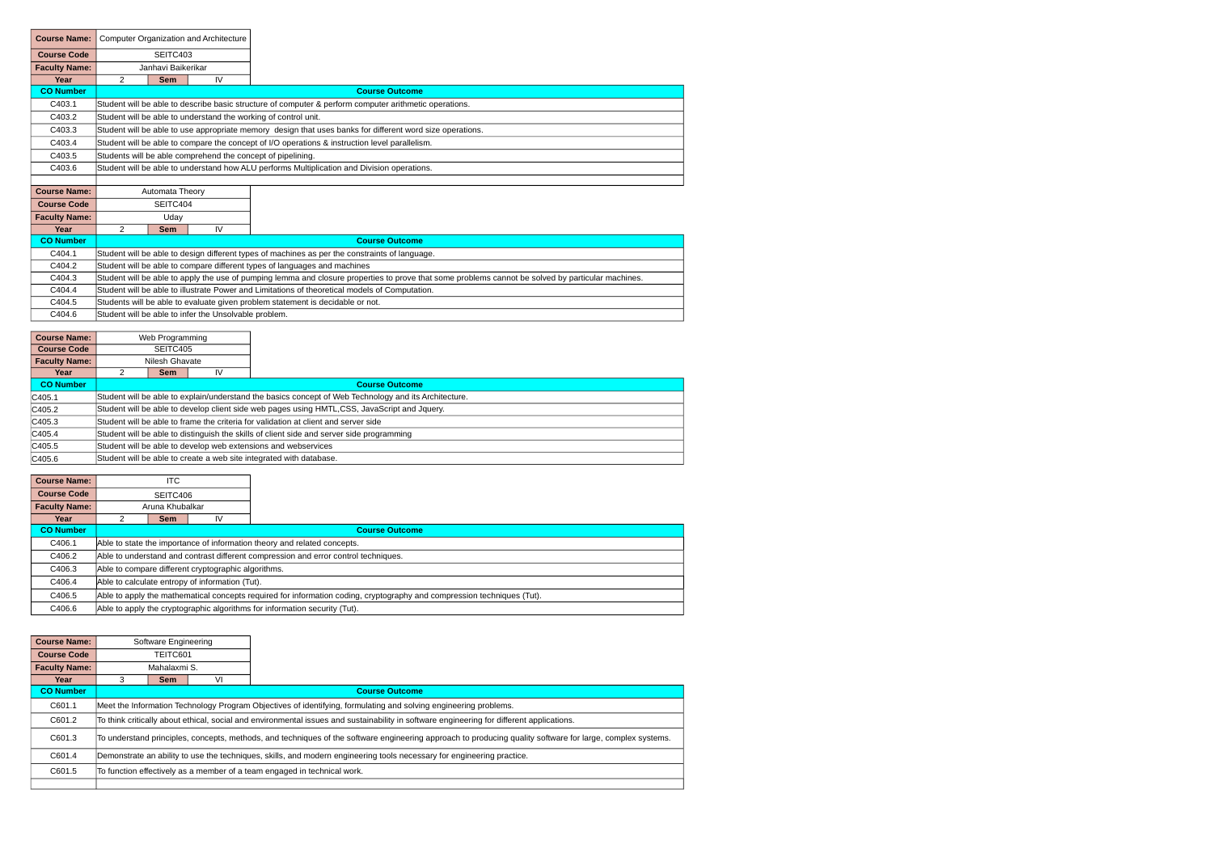| **Course Name:** | Computer Organization and Architecture | | |
|---|---|---|---|
| **Course Code** | SEITC403 | | |
| **Faculty Name:** | Janhavi Baikerikar | | |
| **Year** | 2 | **Sem** | IV |

| **CO Number** | **Course Outcome** |
|---|---|
| C403.1 | Student will be able to describe basic structure of computer & perform computer arithmetic operations. |
| C403.2 | Student will be able to understand the working of control unit. |
| C403.3 | Student will be able to use appropriate memory design that uses banks for different word size operations. |
| C403.4 | Student will be able to compare the concept of I/O operations & instruction level parallelism. |
| C403.5 | Students will be able comprehend the concept of pipelining. |
| C403.6 | Student will be able to understand how ALU performs Multiplication and Division operations. |

| **Course Name:** | Automata Theory | | |
|---|---|---|---|
| **Course Code** | SEITC404 | | |
| **Faculty Name:** | Uday | | |
| **Year** | 2 | **Sem** | IV |

| **CO Number** | **Course Outcome** |
|---|---|
| C404.1 | Student will be able to design different types of machines as per the constraints of language. |
| C404.2 | Student will be able to compare different types of languages and machines |
| C404.3 | Student will be able to apply the use of pumping lemma and closure properties to prove that some problems cannot be solved by particular machines. |
| C404.4 | Student will be able to illustrate Power and Limitations of theoretical models of Computation. |
| C404.5 | Students will be able to evaluate given problem statement is decidable or not. |
| C404.6 | Student will be able to infer the Unsolvable problem. |

| **Course Name:** | Web Programming | | |
|---|---|---|---|
| **Course Code** | SEITC405 | | |
| **Faculty Name:** | Nilesh Ghavate | | |
| **Year** | 2 | **Sem** | IV |

| **CO Number** | **Course Outcome** |
|---|---|
| C405.1 | Student will be able to explain/understand the basics concept of Web Technology and its Architecture. |
| C405.2 | Student will be able to develop client side web pages using HMTL,CSS, JavaScript and Jquery. |
| C405.3 | Student will be able to frame the criteria for validation at client and server side |
| C405.4 | Student will be able to distinguish the skills of client side and server side programming |
| C405.5 | Student will be able to develop web extensions and webservices |
| C405.6 | Student will be able to create a web site integrated with database. |

| **Course Name:** | ITC | | |
|---|---|---|---|
| **Course Code** | SEITC406 | | |
| **Faculty Name:** | Aruna Khubalkar | | |
| **Year** | 2 | **Sem** | IV |

| **CO Number** | **Course Outcome** |
|---|---|
| C406.1 | Able to state the importance of information theory and related concepts. |
| C406.2 | Able to understand and contrast different compression and error control techniques. |
| C406.3 | Able to compare different cryptographic algorithms. |
| C406.4 | Able to calculate entropy of information (Tut). |
| C406.5 | Able to apply the mathematical concepts required for information coding, cryptography and compression techniques (Tut). |
| C406.6 | Able to apply the cryptographic algorithms for information security (Tut). |

| **Course Name:** | Software Engineering | | |
|---|---|---|---|
| **Course Code** | TEITC601 | | |
| **Faculty Name:** | Mahalaxmi S. | | |
| **Year** | 3 | **Sem** | VI |

| **CO Number** | **Course Outcome** |
|---|---|
| C601.1 | Meet the Information Technology Program Objectives of identifying, formulating and solving engineering problems. |
| C601.2 | To think critically about ethical, social and environmental issues and sustainability in software engineering for different applications. |
| C601.3 | To understand principles, concepts, methods, and techniques of the software engineering approach to producing quality software for large, complex systems. |
| C601.4 | Demonstrate an ability to use the techniques, skills, and modern engineering tools necessary for engineering practice. |
| C601.5 | To function effectively as a member of a team engaged in technical work. |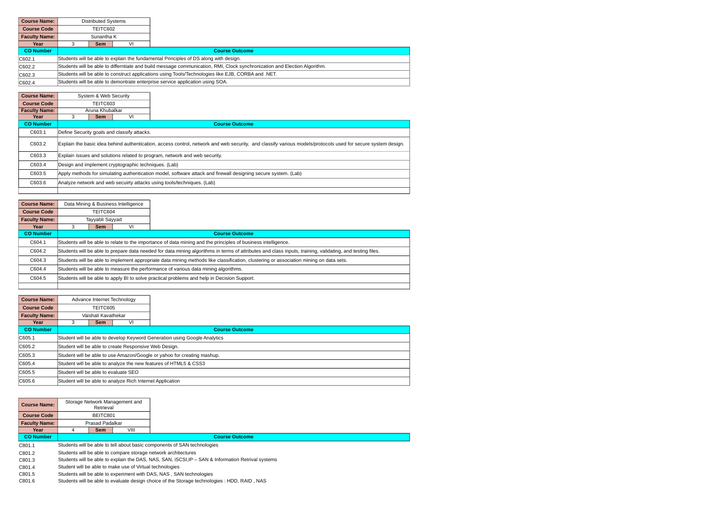| Course Name: | Distributed Systems | | |
|---|---|---|---|
| Course Code | TEITC602 | | |
| Faculty Name: | Sunantha K | | |
| Year | 3 | Sem | VI |

| CO Number | Course Outcome |
|---|---|
| C602.1 | Students will be able to explain the fundamental Principles of DS along with design. |
| C602.2 | Students will be able to differntiate and build message communication, RMI, Clock synchronization and Election Algorithm. |
| C602.3 | Students will be able to construct applications using Tools/Technologies like EJB, CORBA and .NET. |
| C602.4 | Students will be able to demontrate enterprise service application using SOA. |

| Course Name: | System & Web Security | | |
|---|---|---|---|
| Course Code | TEITC603 | | |
| Faculty Name: | Aruna Khubalkar | | |
| Year | 3 | Sem | VI |

| CO Number | Course Outcome |
|---|---|
| C603.1 | Define Security goals and classify attacks. |
| C603.2 | Explain the basic idea behind authentication, access control, network and web security, and classify various models/protocols used for secure system design. |
| C603.3 | Explain issues and solutions related to program, network and web security. |
| C603.4 | Design and implement cryptographic techniques. (Lab) |
| C603.5 | Apply methods for simulating authentication model, software attack and firewall designing secure system. (Lab) |
| C603.6 | Analyze network and web secuirty attacks using tools/techniques. (Lab) |
| | |

| Course Name: | Data Mining & Business Intelligence | | |
|---|---|---|---|
| Course Code | TEITC604 | | |
| Faculty Name: | Tayyabli Sayyad | | |
| Year | 3 | Sem | VI |

| CO Number | Course Outcome |
|---|---|
| C604.1 | Students will be able to relate to the importance of data mining and the principles of business intelligence. |
| C604.2 | Students will be able to prepare data needed for data mining algorithms in terms of attributes and class inputs, training, validating, and testing files. |
| C604.3 | Students will be able to implement appropriate data mining methods like classification, clustering or association mining on data sets. |
| C604.4 | Students will be able to measure the performance of various data mining algorithms. |
| C604.5 | Students will be able to apply BI to solve practical problems and help in Decision Support. |
| | |

| Course Name: | Advance Internet Technology | | |
|---|---|---|---|
| Course Code | TEITC605 | | |
| Faculty Name: | Vaishali Kavathekar | | |
| Year | 3 | Sem | VI |

| CO Number | Course Outcome |
|---|---|
| C605.1 | Student will be able to develop Keyword Generation using Google Analytics |
| C605.2 | Student will be able to create Responsive Web Design. |
| C605.3 | Student will be able to use Amazon/Google or yahoo for creating mashup. |
| C605.4 | Student will be able to analyze the new features of HTML5 & CSS3 |
| C605.5 | Student will be able to evaluate SEO |
| C605.6 | Student will be able to analyze Rich Internet Application |

| Course Name: | Storage Network Management and Retrieval | | |
|---|---|---|---|
| Course Code | BEITC801 | | |
| Faculty Name: | Prasad Padalkar | | |
| Year | 4 | Sem | VIII |

| CO Number | Course Outcome |
|---|---|
| C801.1 | Students will be able to tell about basic components of SAN technologies |
| C801.2 | Students will be able to compare storage network architectures |
| C801.3 | Students will be able to explain the DAS, NAS, SAN, iSCSI,IP – SAN & Information Retrival systems |
| C801.4 | Student will be able to make use of Virtual technologies |
| C801.5 | Students will be able to experiment with DAS, NAS , SAN technologies |
| C801.6 | Students will be able to evaluate design choice of the Storage technologies : HDD, RAID , NAS |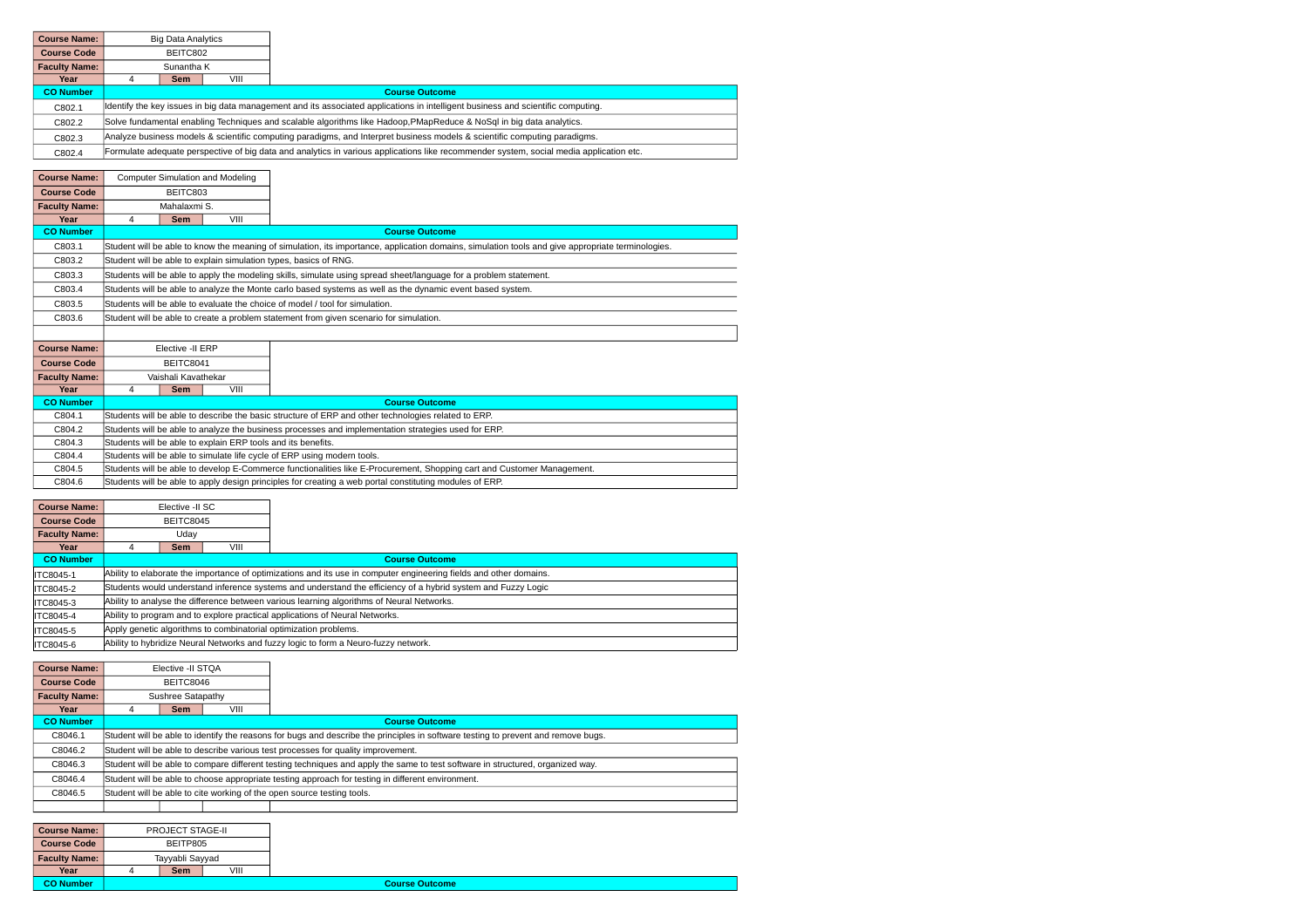| Course Name: | Big Data Analytics | | |
|---|---|---|---|
| Course Code | BEITC802 | | |
| Faculty Name: | Sunantha K | | |
| Year | 4 | Sem | VIII |

| CO Number | Course Outcome |
|---|---|
| C802.1 | Identify the key issues in big data management and its associated applications in intelligent business and scientific computing. |
| C802.2 | Solve fundamental enabling Techniques and scalable algorithms like Hadoop,PMapReduce & NoSql in big data analytics. |
| C802.3 | Analyze business models & scientific computing paradigms, and Interpret business models & scientific computing paradigms. |
| C802.4 | Formulate adequate perspective of big data and analytics in various applications like recommender system, social media application etc. |

| Course Name: | Computer Simulation and Modeling | | |
|---|---|---|---|
| Course Code | BEITC803 | | |
| Faculty Name: | Mahalaxmi S. | | |
| Year | 4 | Sem | VIII |

| CO Number | Course Outcome |
|---|---|
| C803.1 | Student will be able to know the meaning of simulation, its importance, application domains, simulation tools and give appropriate terminologies. |
| C803.2 | Student will be able to explain simulation types, basics of RNG. |
| C803.3 | Students will be able to apply the modeling skills, simulate using spread sheet/language for a problem statement. |
| C803.4 | Students will be able to analyze the Monte carlo based systems as well as the dynamic event based system. |
| C803.5 | Students will be able to evaluate the choice of model / tool for simulation. |
| C803.6 | Student will be able to create a problem statement from given scenario for simulation. |

| Course Name: | Elective -II ERP | | |
|---|---|---|---|
| Course Code | BEITC8041 | | |
| Faculty Name: | Vaishali Kavathekar | | |
| Year | 4 | Sem | VIII |

| CO Number | Course Outcome |
|---|---|
| C804.1 | Students will be able to describe the basic structure of ERP and other technologies related to ERP. |
| C804.2 | Students will be able to analyze the business processes and implementation strategies used for ERP. |
| C804.3 | Students will be able to explain ERP tools and its benefits. |
| C804.4 | Students will be able to simulate life cycle of ERP using modern tools. |
| C804.5 | Students will be able to develop E-Commerce functionalities like E-Procurement, Shopping cart and Customer Management. |
| C804.6 | Students will be able to apply design principles for creating a web portal constituting modules of ERP. |

| Course Name: | Elective -II SC | | |
|---|---|---|---|
| Course Code | BEITC8045 | | |
| Faculty Name: | Uday | | |
| Year | 4 | Sem | VIII |

| CO Number | Course Outcome |
|---|---|
| ITC8045-1 | Ability to elaborate the importance of optimizations and its use in computer engineering fields and other domains. |
| ITC8045-2 | Students would understand inference systems and understand the efficiency of a hybrid system and Fuzzy Logic |
| ITC8045-3 | Ability to analyse the difference between various learning algorithms of Neural Networks. |
| ITC8045-4 | Ability to program and to explore practical applications of Neural Networks. |
| ITC8045-5 | Apply genetic algorithms to combinatorial optimization problems. |
| ITC8045-6 | Ability to hybridize Neural Networks and fuzzy logic to form a Neuro-fuzzy network. |

| Course Name: | Elective -II STQA | | |
|---|---|---|---|
| Course Code | BEITC8046 | | |
| Faculty Name: | Sushree Satapathy | | |
| Year | 4 | Sem | VIII |

| CO Number | Course Outcome |
|---|---|
| C8046.1 | Student will be able to identify the reasons for bugs and describe the principles in software testing to prevent and remove bugs. |
| C8046.2 | Student will be able to describe various test processes for quality improvement. |
| C8046.3 | Student will be able to compare different testing techniques and apply the same to test software in structured, organized way. |
| C8046.4 | Student will be able to choose appropriate testing approach for testing in different environment. |
| C8046.5 | Student will be able to cite working of the open source testing tools. |

| Course Name: | PROJECT STAGE-II | | |
|---|---|---|---|
| Course Code | BEITP805 | | |
| Faculty Name: | Tayyabli Sayyad | | |
| Year | 4 | Sem | VIII |

| CO Number | Course Outcome |
|---|---|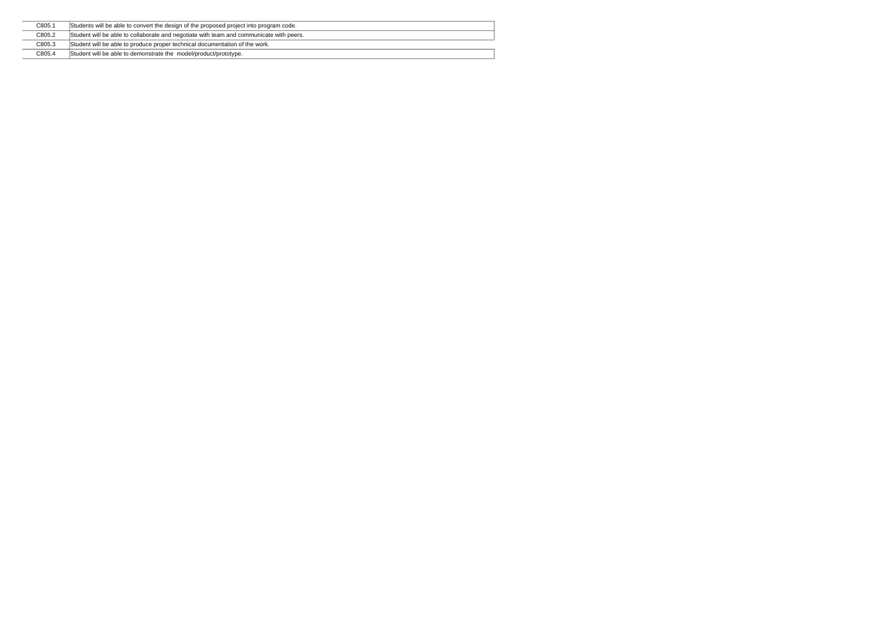| | |
|---|---|
| C805.1 | Students will be able to convert the design of the proposed project into program code. |
| C805.2 | Student will be able to collaborate and negotiate with team and communicate with peers. |
| C805.3 | Student will be able to produce proper technical documentation of the work. |
| C805.4 | Student will be able to demonstrate the model/product/prototype. |